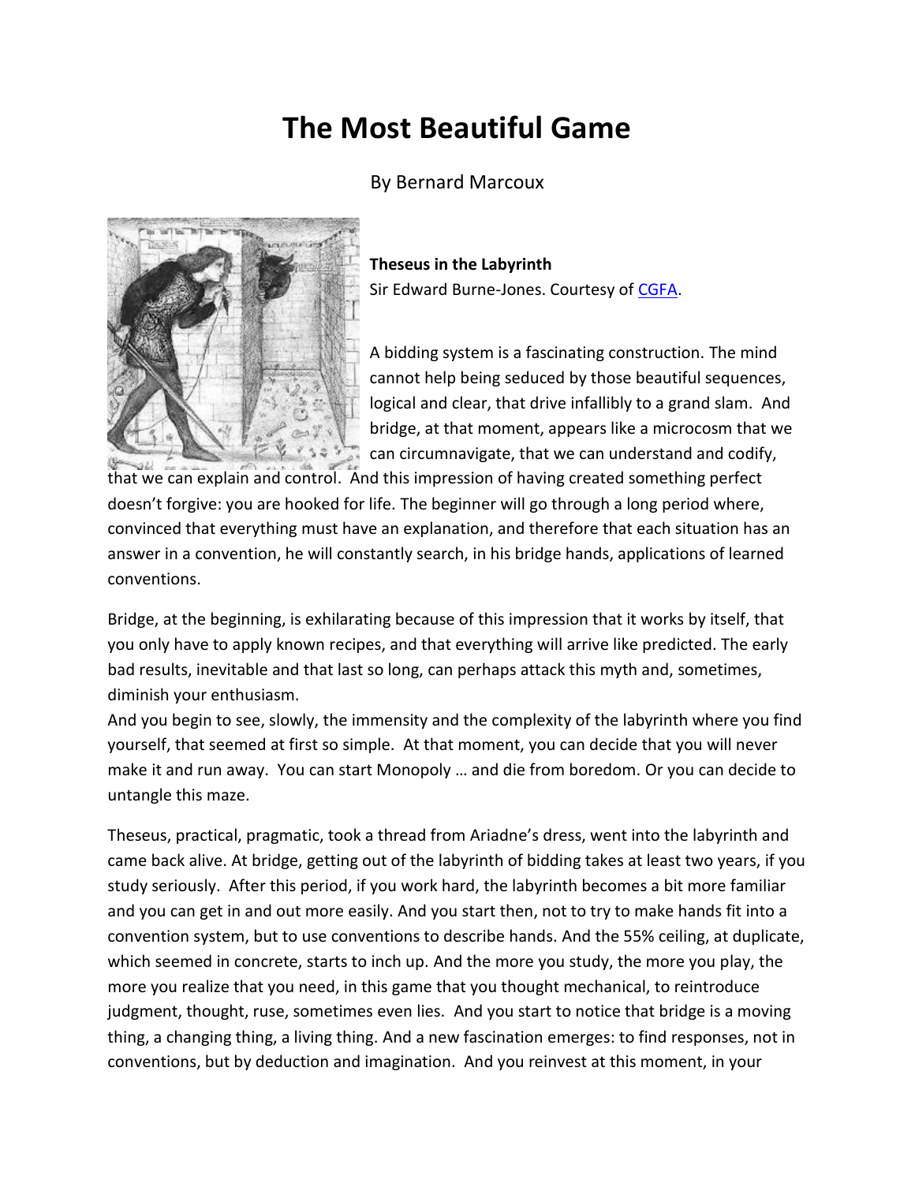# The Most Beautiful Game

By Bernard Marcoux

**Theseus in the Labyrinth**
Sir Edward Burne-Jones. Courtesy of CGFA.

A bidding system is a fascinating construction. The mind cannot help being seduced by those beautiful sequences, logical and clear, that drive infallibly to a grand slam. And bridge, at that moment, appears like a microcosm that we can circumnavigate, that we can understand and codify, that we can explain and control. And this impression of having created something perfect doesn't forgive: you are hooked for life. The beginner will go through a long period where, convinced that everything must have an explanation, and therefore that each situation has an answer in a convention, he will constantly search, in his bridge hands, applications of learned conventions.

Bridge, at the beginning, is exhilarating because of this impression that it works by itself, that you only have to apply known recipes, and that everything will arrive like predicted. The early bad results, inevitable and that last so long, can perhaps attack this myth and, sometimes, diminish your enthusiasm.

And you begin to see, slowly, the immensity and the complexity of the labyrinth where you find yourself, that seemed at first so simple. At that moment, you can decide that you will never make it and run away. You can start Monopoly … and die from boredom. Or you can decide to untangle this maze.

Theseus, practical, pragmatic, took a thread from Ariadne's dress, went into the labyrinth and came back alive. At bridge, getting out of the labyrinth of bidding takes at least two years, if you study seriously. After this period, if you work hard, the labyrinth becomes a bit more familiar and you can get in and out more easily. And you start then, not to try to make hands fit into a convention system, but to use conventions to describe hands. And the 55% ceiling, at duplicate, which seemed in concrete, starts to inch up. And the more you study, the more you play, the more you realize that you need, in this game that you thought mechanical, to reintroduce judgment, thought, ruse, sometimes even lies. And you start to notice that bridge is a moving thing, a changing thing, a living thing. And a new fascination emerges: to find responses, not in conventions, but by deduction and imagination. And you reinvest at this moment, in your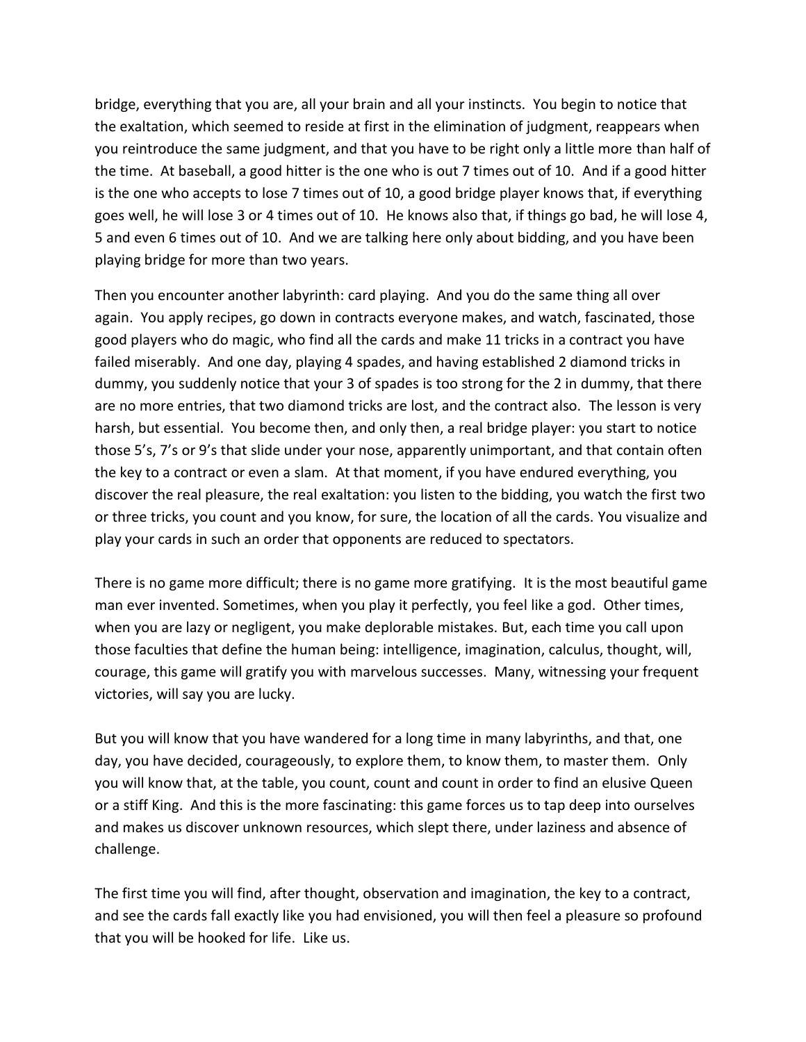bridge, everything that you are, all your brain and all your instincts. You begin to notice that the exaltation, which seemed to reside at first in the elimination of judgment, reappears when you reintroduce the same judgment, and that you have to be right only a little more than half of the time. At baseball, a good hitter is the one who is out 7 times out of 10. And if a good hitter is the one who accepts to lose 7 times out of 10, a good bridge player knows that, if everything goes well, he will lose 3 or 4 times out of 10. He knows also that, if things go bad, he will lose 4, 5 and even 6 times out of 10. And we are talking here only about bidding, and you have been playing bridge for more than two years.

Then you encounter another labyrinth: card playing. And you do the same thing all over again. You apply recipes, go down in contracts everyone makes, and watch, fascinated, those good players who do magic, who find all the cards and make 11 tricks in a contract you have failed miserably. And one day, playing 4 spades, and having established 2 diamond tricks in dummy, you suddenly notice that your 3 of spades is too strong for the 2 in dummy, that there are no more entries, that two diamond tricks are lost, and the contract also. The lesson is very harsh, but essential. You become then, and only then, a real bridge player: you start to notice those 5's, 7's or 9's that slide under your nose, apparently unimportant, and that contain often the key to a contract or even a slam. At that moment, if you have endured everything, you discover the real pleasure, the real exaltation: you listen to the bidding, you watch the first two or three tricks, you count and you know, for sure, the location of all the cards. You visualize and play your cards in such an order that opponents are reduced to spectators.

There is no game more difficult; there is no game more gratifying. It is the most beautiful game man ever invented. Sometimes, when you play it perfectly, you feel like a god. Other times, when you are lazy or negligent, you make deplorable mistakes. But, each time you call upon those faculties that define the human being: intelligence, imagination, calculus, thought, will, courage, this game will gratify you with marvelous successes. Many, witnessing your frequent victories, will say you are lucky.

But you will know that you have wandered for a long time in many labyrinths, and that, one day, you have decided, courageously, to explore them, to know them, to master them. Only you will know that, at the table, you count, count and count in order to find an elusive Queen or a stiff King. And this is the more fascinating: this game forces us to tap deep into ourselves and makes us discover unknown resources, which slept there, under laziness and absence of challenge.

The first time you will find, after thought, observation and imagination, the key to a contract, and see the cards fall exactly like you had envisioned, you will then feel a pleasure so profound that you will be hooked for life. Like us.